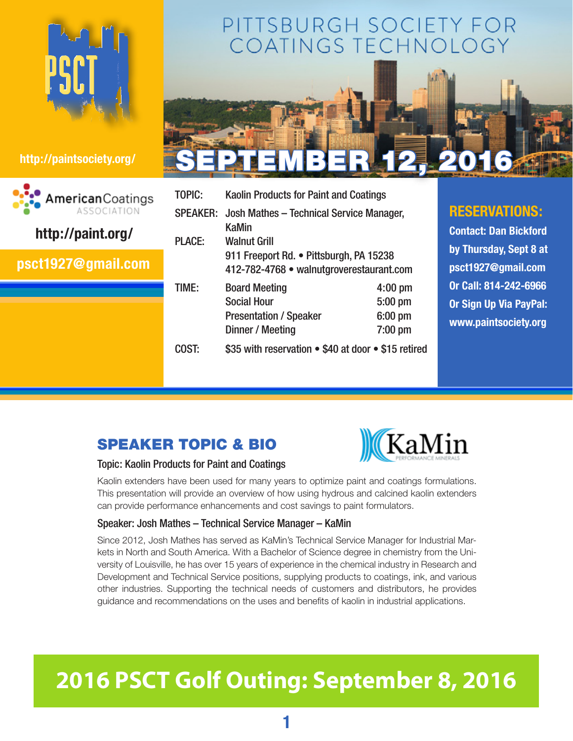# PITTSBURGH SOCIETY FOR COATINGS TECHNOLOGY

PSCT

http://paintsociety.org/

American Coatings ASSOCIATION

http://paint.org/

psct1927@gmail.com

## SEPTEMBER 12, 2016

| | | |
|---|---|---|
| TOPIC: | Kaolin Products for Paint and Coatings | |
| SPEAKER: | Josh Mathes – Technical Service Manager, KaMin | |
| PLACE: | Walnut Grill<br>911 Freeport Rd. • Pittsburgh, PA 15238<br>412-782-4768 • walnutgroverestaurant.com | |
| TIME: | Board Meeting | 4:00 pm |
| | Social Hour | 5:00 pm |
| | Presentation / Speaker | 6:00 pm |
| | Dinner / Meeting | 7:00 pm |
| COST: | $35 with reservation • $40 at door • $15 retired | |

**RESERVATIONS:**

Contact: Dan Bickford by Thursday, Sept 8 at psct1927@gmail.com
Or Call: 814-242-6966
Or Sign Up Via PayPal: www.paintsociety.org

## SPEAKER TOPIC & BIO

KaMin PERFORMANCE MINERALS

### Topic: Kaolin Products for Paint and Coatings

Kaolin extenders have been used for many years to optimize paint and coatings formulations. This presentation will provide an overview of how using hydrous and calcined kaolin extenders can provide performance enhancements and cost savings to paint formulators.

### Speaker: Josh Mathes – Technical Service Manager – KaMin

Since 2012, Josh Mathes has served as KaMin's Technical Service Manager for Industrial Markets in North and South America. With a Bachelor of Science degree in chemistry from the University of Louisville, he has over 15 years of experience in the chemical industry in Research and Development and Technical Service positions, supplying products to coatings, ink, and various other industries. Supporting the technical needs of customers and distributors, he provides guidance and recommendations on the uses and benefits of kaolin in industrial applications.

## 2016 PSCT Golf Outing: September 8, 2016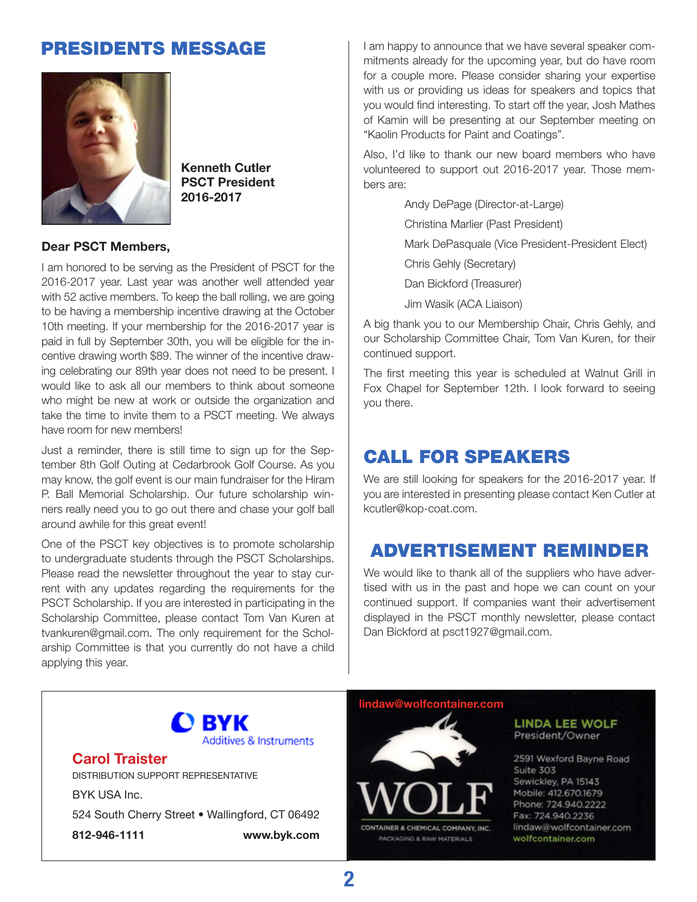# PRESIDENTS MESSAGE

**Kenneth Cutler**
**PSCT President**
**2016-2017**

**Dear PSCT Members,**

I am honored to be serving as the President of PSCT for the 2016-2017 year. Last year was another well attended year with 52 active members. To keep the ball rolling, we are going to be having a membership incentive drawing at the October 10th meeting. If your membership for the 2016-2017 year is paid in full by September 30th, you will be eligible for the incentive drawing worth $89. The winner of the incentive drawing celebrating our 89th year does not need to be present. I would like to ask all our members to think about someone who might be new at work or outside the organization and take the time to invite them to a PSCT meeting. We always have room for new members!

Just a reminder, there is still time to sign up for the September 8th Golf Outing at Cedarbrook Golf Course. As you may know, the golf event is our main fundraiser for the Hiram P. Ball Memorial Scholarship. Our future scholarship winners really need you to go out there and chase your golf ball around awhile for this great event!

One of the PSCT key objectives is to promote scholarship to undergraduate students through the PSCT Scholarships. Please read the newsletter throughout the year to stay current with any updates regarding the requirements for the PSCT Scholarship. If you are interested in participating in the Scholarship Committee, please contact Tom Van Kuren at tvankuren@gmail.com. The only requirement for the Scholarship Committee is that you currently do not have a child applying this year.

I am happy to announce that we have several speaker commitments already for the upcoming year, but do have room for a couple more. Please consider sharing your expertise with us or providing us ideas for speakers and topics that you would find interesting. To start off the year, Josh Mathes of Kamin will be presenting at our September meeting on "Kaolin Products for Paint and Coatings".

Also, I'd like to thank our new board members who have volunteered to support out 2016-2017 year. Those members are:

Andy DePage (Director-at-Large)

Christina Marlier (Past President)

Mark DePasquale (Vice President-President Elect)

Chris Gehly (Secretary)

Dan Bickford (Treasurer)

Jim Wasik (ACA Liaison)

A big thank you to our Membership Chair, Chris Gehly, and our Scholarship Committee Chair, Tom Van Kuren, for their continued support.

The first meeting this year is scheduled at Walnut Grill in Fox Chapel for September 12th. I look forward to seeing you there.

# CALL FOR SPEAKERS

We are still looking for speakers for the 2016-2017 year. If you are interested in presenting please contact Ken Cutler at kcutler@kop-coat.com.

# ADVERTISEMENT REMINDER

We would like to thank all of the suppliers who have advertised with us in the past and hope we can count on your continued support. If companies want their advertisement displayed in the PSCT monthly newsletter, please contact Dan Bickford at psct1927@gmail.com.

---

BYK
Additives & Instruments

**Carol Traister**
DISTRIBUTION SUPPORT REPRESENTATIVE
BYK USA Inc.
524 South Cherry Street • Wallingford, CT 06492
**812-946-1111** **www.byk.com**

---

lindaw@wolfcontainer.com

WOLF
CONTAINER & CHEMICAL COMPANY, INC.
PACKAGING & RAW MATERIALS

LINDA LEE WOLF
President/Owner

2591 Wexford Bayne Road
Suite 303
Sewickley, PA 15143
Mobile: 412.670.1679
Phone: 724.940.2222
Fax: 724.940.2236
lindaw@wolfcontainer.com
wolfcontainer.com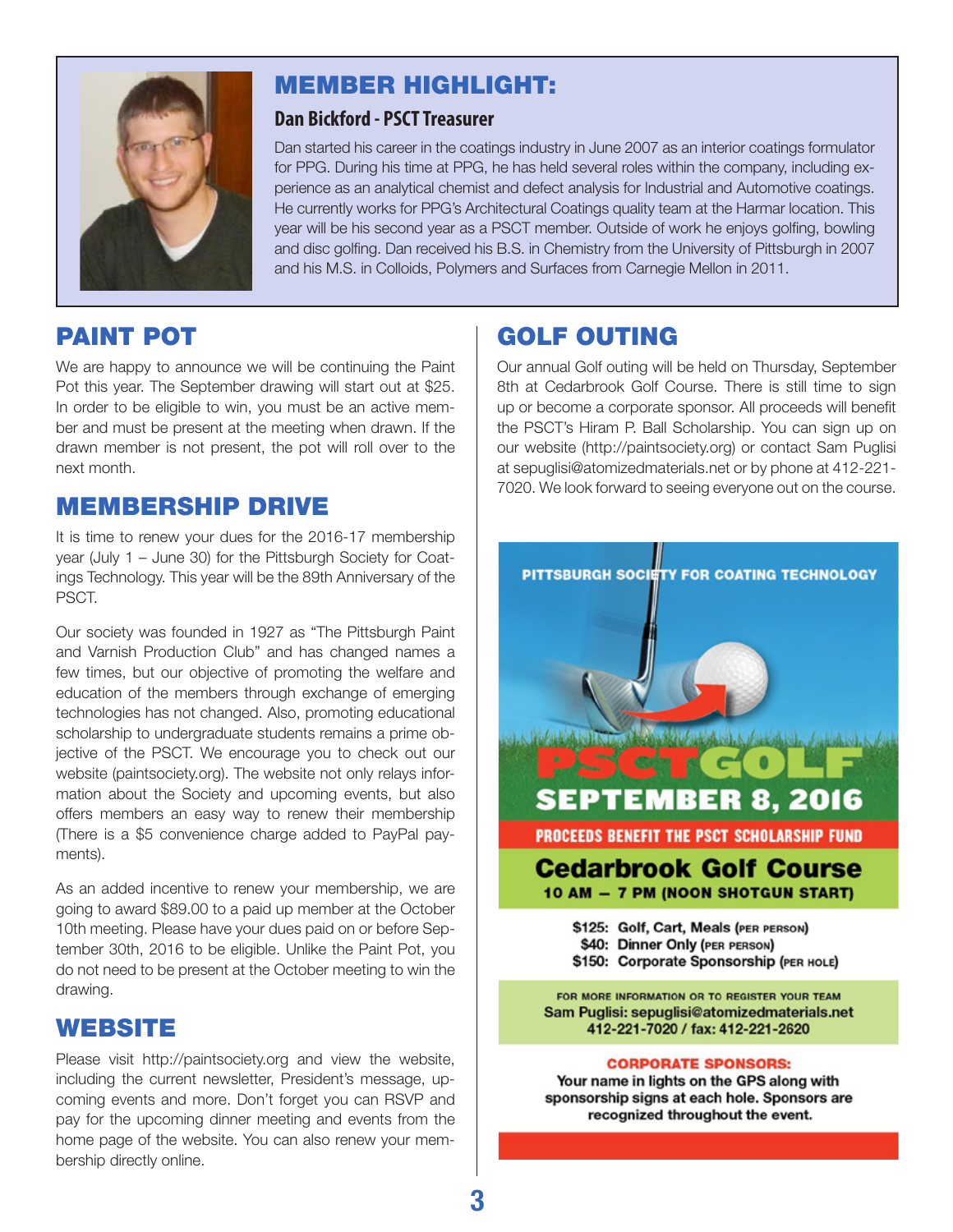## MEMBER HIGHLIGHT:

### Dan Bickford - PSCT Treasurer

Dan started his career in the coatings industry in June 2007 as an interior coatings formulator for PPG. During his time at PPG, he has held several roles within the company, including experience as an analytical chemist and defect analysis for Industrial and Automotive coatings. He currently works for PPG's Architectural Coatings quality team at the Harmar location. This year will be his second year as a PSCT member. Outside of work he enjoys golfing, bowling and disc golfing. Dan received his B.S. in Chemistry from the University of Pittsburgh in 2007 and his M.S. in Colloids, Polymers and Surfaces from Carnegie Mellon in 2011.

## PAINT POT

We are happy to announce we will be continuing the Paint Pot this year. The September drawing will start out at $25. In order to be eligible to win, you must be an active member and must be present at the meeting when drawn. If the drawn member is not present, the pot will roll over to the next month.

## MEMBERSHIP DRIVE

It is time to renew your dues for the 2016-17 membership year (July 1 – June 30) for the Pittsburgh Society for Coatings Technology. This year will be the 89th Anniversary of the PSCT.

Our society was founded in 1927 as "The Pittsburgh Paint and Varnish Production Club" and has changed names a few times, but our objective of promoting the welfare and education of the members through exchange of emerging technologies has not changed. Also, promoting educational scholarship to undergraduate students remains a prime objective of the PSCT. We encourage you to check out our website (paintsociety.org). The website not only relays information about the Society and upcoming events, but also offers members an easy way to renew their membership (There is a $5 convenience charge added to PayPal payments).

As an added incentive to renew your membership, we are going to award $89.00 to a paid up member at the October 10th meeting. Please have your dues paid on or before September 30th, 2016 to be eligible. Unlike the Paint Pot, you do not need to be present at the October meeting to win the drawing.

## WEBSITE

Please visit http://paintsociety.org and view the website, including the current newsletter, President's message, upcoming events and more. Don't forget you can RSVP and pay for the upcoming dinner meeting and events from the home page of the website. You can also renew your membership directly online.

## GOLF OUTING

Our annual Golf outing will be held on Thursday, September 8th at Cedarbrook Golf Course. There is still time to sign up or become a corporate sponsor. All proceeds will benefit the PSCT's Hiram P. Ball Scholarship. You can sign up on our website (http://paintsociety.org) or contact Sam Puglisi at sepuglisi@atomizedmaterials.net or by phone at 412-221-7020. We look forward to seeing everyone out on the course.

**PITTSBURGH SOCIETY FOR COATING TECHNOLOGY**

**PSCT GOLF**

**SEPTEMBER 8, 2016**

**PROCEEDS BENEFIT THE PSCT SCHOLARSHIP FUND**

**Cedarbrook Golf Course**

**10 AM – 7 PM (NOON SHOTGUN START)**

- **$125: Golf, Cart, Meals** (PER PERSON)
- **$40: Dinner Only** (PER PERSON)
- **$150: Corporate Sponsorship** (PER HOLE)

FOR MORE INFORMATION OR TO REGISTER YOUR TEAM
**Sam Puglisi: sepuglisi@atomizedmaterials.net**
**412-221-7020 / fax: 412-221-2620**

**CORPORATE SPONSORS:**
**Your name in lights on the GPS along with sponsorship signs at each hole. Sponsors are recognized throughout the event.**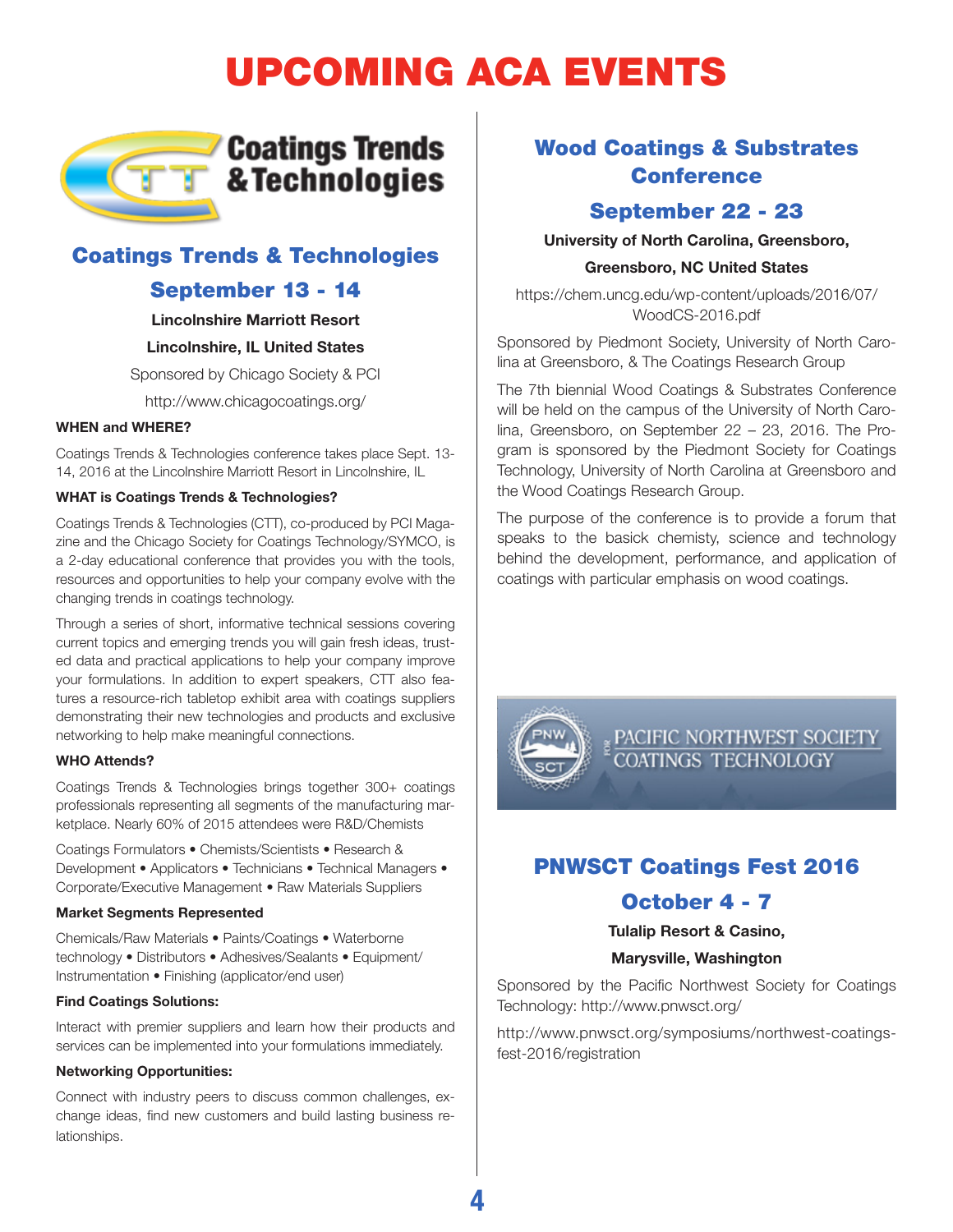# UPCOMING ACA EVENTS

Coatings Trends & Technologies

## Coatings Trends & Technologies

## September 13 - 14

**Lincolnshire Marriott Resort**

**Lincolnshire, IL United States**

Sponsored by Chicago Society & PCI

http://www.chicagocoatings.org/

**WHEN and WHERE?**

Coatings Trends & Technologies conference takes place Sept. 13-14, 2016 at the Lincolnshire Marriott Resort in Lincolnshire, IL

**WHAT is Coatings Trends & Technologies?**

Coatings Trends & Technologies (CTT), co-produced by PCI Magazine and the Chicago Society for Coatings Technology/SYMCO, is a 2-day educational conference that provides you with the tools, resources and opportunities to help your company evolve with the changing trends in coatings technology.

Through a series of short, informative technical sessions covering current topics and emerging trends you will gain fresh ideas, trusted data and practical applications to help your company improve your formulations. In addition to expert speakers, CTT also features a resource-rich tabletop exhibit area with coatings suppliers demonstrating their new technologies and products and exclusive networking to help make meaningful connections.

**WHO Attends?**

Coatings Trends & Technologies brings together 300+ coatings professionals representing all segments of the manufacturing marketplace. Nearly 60% of 2015 attendees were R&D/Chemists

Coatings Formulators • Chemists/Scientists • Research & Development • Applicators • Technicians • Technical Managers • Corporate/Executive Management • Raw Materials Suppliers

**Market Segments Represented**

Chemicals/Raw Materials • Paints/Coatings • Waterborne technology • Distributors • Adhesives/Sealants • Equipment/Instrumentation • Finishing (applicator/end user)

**Find Coatings Solutions:**

Interact with premier suppliers and learn how their products and services can be implemented into your formulations immediately.

**Networking Opportunities:**

Connect with industry peers to discuss common challenges, exchange ideas, find new customers and build lasting business relationships.

## Wood Coatings & Substrates Conference

## September 22 - 23

**University of North Carolina, Greensboro,**

**Greensboro, NC United States**

https://chem.uncg.edu/wp-content/uploads/2016/07/WoodCS-2016.pdf

Sponsored by Piedmont Society, University of North Carolina at Greensboro, & The Coatings Research Group

The 7th biennial Wood Coatings & Substrates Conference will be held on the campus of the University of North Carolina, Greensboro, on September 22 – 23, 2016. The Program is sponsored by the Piedmont Society for Coatings Technology, University of North Carolina at Greensboro and the Wood Coatings Research Group.

The purpose of the conference is to provide a forum that speaks to the basick chemisty, science and technology behind the development, performance, and application of coatings with particular emphasis on wood coatings.

PNW SCT — PACIFIC NORTHWEST SOCIETY FOR COATINGS TECHNOLOGY

## PNWSCT Coatings Fest 2016

## October 4 - 7

**Tulalip Resort & Casino,**

**Marysville, Washington**

Sponsored by the Pacific Northwest Society for Coatings Technology: http://www.pnwsct.org/

http://www.pnwsct.org/symposiums/northwest-coatings-fest-2016/registration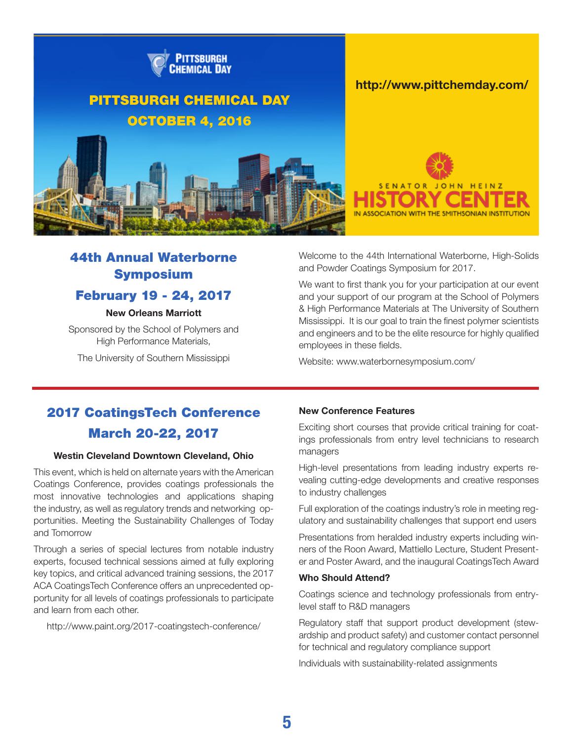## PITTSBURGH CHEMICAL DAY

## OCTOBER 4, 2016

http://www.pittchemday.com/

SENATOR JOHN HEINZ HISTORY CENTER IN ASSOCIATION WITH THE SMITHSONIAN INSTITUTION

## 44th Annual Waterborne Symposium

## February 19 - 24, 2017

**New Orleans Marriott**

Sponsored by the School of Polymers and High Performance Materials,

The University of Southern Mississippi

Welcome to the 44th International Waterborne, High-Solids and Powder Coatings Symposium for 2017.

We want to first thank you for your participation at our event and your support of our program at the School of Polymers & High Performance Materials at The University of Southern Mississippi. It is our goal to train the finest polymer scientists and engineers and to be the elite resource for highly qualified employees in these fields.

Website: www.waterbornesymposium.com/

## 2017 CoatingsTech Conference

## March 20-22, 2017

**Westin Cleveland Downtown Cleveland, Ohio**

This event, which is held on alternate years with the American Coatings Conference, provides coatings professionals the most innovative technologies and applications shaping the industry, as well as regulatory trends and networking opportunities. Meeting the Sustainability Challenges of Today and Tomorrow

Through a series of special lectures from notable industry experts, focused technical sessions aimed at fully exploring key topics, and critical advanced training sessions, the 2017 ACA CoatingsTech Conference offers an unprecedented opportunity for all levels of coatings professionals to participate and learn from each other.

http://www.paint.org/2017-coatingstech-conference/

**New Conference Features**

Exciting short courses that provide critical training for coatings professionals from entry level technicians to research managers

High-level presentations from leading industry experts revealing cutting-edge developments and creative responses to industry challenges

Full exploration of the coatings industry's role in meeting regulatory and sustainability challenges that support end users

Presentations from heralded industry experts including winners of the Roon Award, Mattiello Lecture, Student Presenter and Poster Award, and the inaugural CoatingsTech Award

**Who Should Attend?**

Coatings science and technology professionals from entry-level staff to R&D managers

Regulatory staff that support product development (stewardship and product safety) and customer contact personnel for technical and regulatory compliance support

Individuals with sustainability-related assignments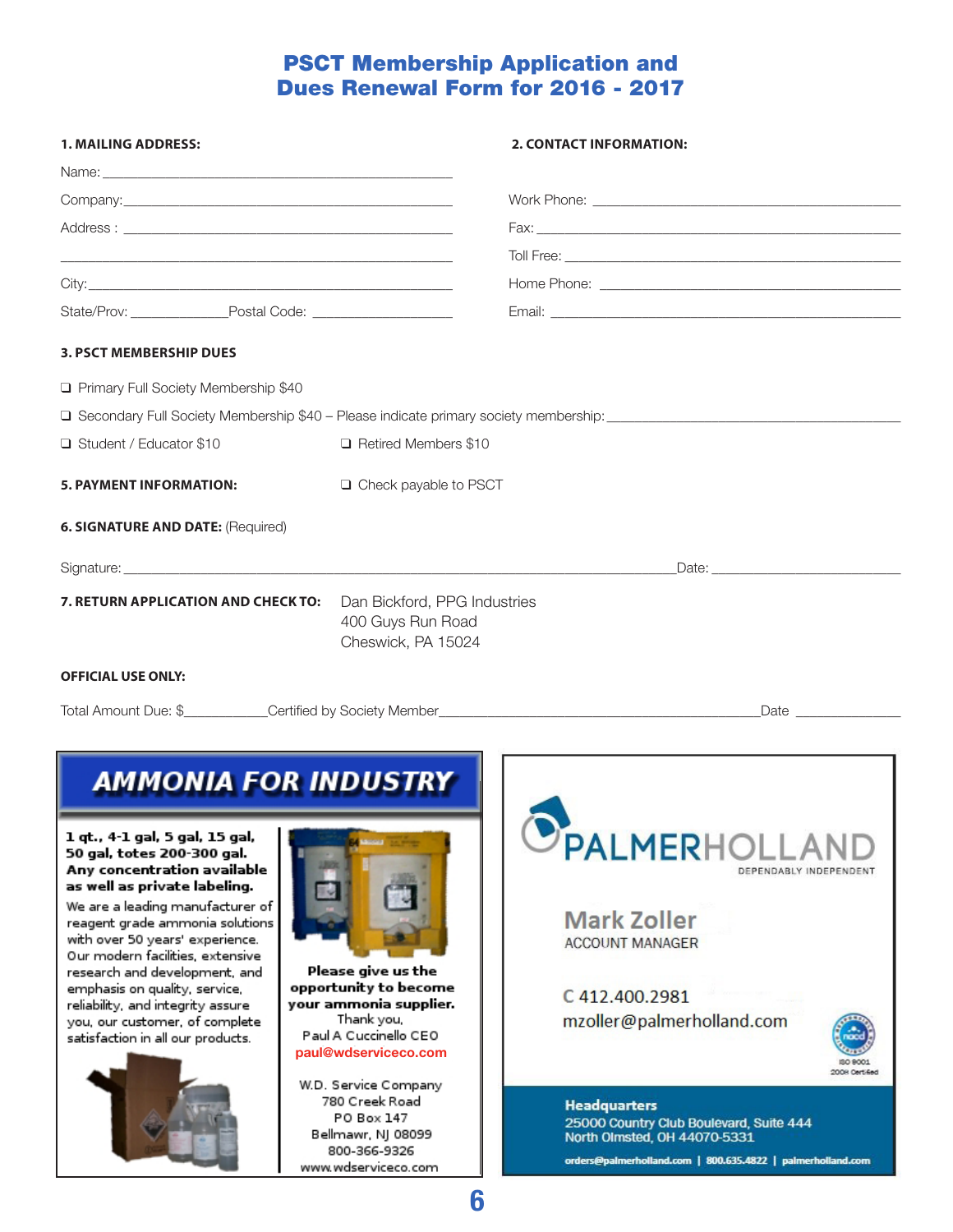# PSCT Membership Application and Dues Renewal Form for 2016 - 2017

**1. MAILING ADDRESS:**

Name: ______________________________________________

Company: ____________________________________________

Address : ____________________________________________

____________________________________________________

City: ________________________________________________

State/Prov: ____________ Postal Code: __________________

**2. CONTACT INFORMATION:**

Work Phone: __________________________________________

Fax: _________________________________________________

Toll Free: ____________________________________________

Home Phone: __________________________________________

Email: _______________________________________________

**3. PSCT MEMBERSHIP DUES**

❑ Primary Full Society Membership $40

❑ Secondary Full Society Membership $40 – Please indicate primary society membership: ______________________________

❑ Student / Educator $10 ❑ Retired Members $10

**5. PAYMENT INFORMATION:** ❑ Check payable to PSCT

**6. SIGNATURE AND DATE:** (Required)

Signature: ___________________________________________________________ Date: ______________________

**7. RETURN APPLICATION AND CHECK TO:**

Dan Bickford, PPG Industries
400 Guys Run Road
Cheswick, PA 15024

**OFFICIAL USE ONLY:**

Total Amount Due: $__________ Certified by Society Member______________________________________ Date ____________

---

## AMMONIA FOR INDUSTRY

**1 qt., 4-1 gal, 5 gal, 15 gal, 50 gal, totes 200-300 gal. Any concentration available as well as private labeling.**

We are a leading manufacturer of reagent grade ammonia solutions with over 50 years' experience. Our modern facilities, extensive research and development, and emphasis on quality, service, reliability, and integrity assure you, our customer, of complete satisfaction in all our products.

**Please give us the opportunity to become your ammonia supplier.**

Thank you,
Paul A Cuccinello CEO
paul@wdserviceco.com

W.D. Service Company
780 Creek Road
PO Box 147
Bellmawr, NJ 08099
800-366-9326
www.wdserviceco.com

---

## PALMERHOLLAND

DEPENDABLY INDEPENDENT

**Mark Zoller**
ACCOUNT MANAGER

C 412.400.2981
mzoller@palmerholland.com

ISO 9001
2008 Certified

**Headquarters**
25000 Country Club Boulevard, Suite 444
North Olmsted, OH 44070-5331

orders@palmerholland.com | 800.635.4822 | palmerholland.com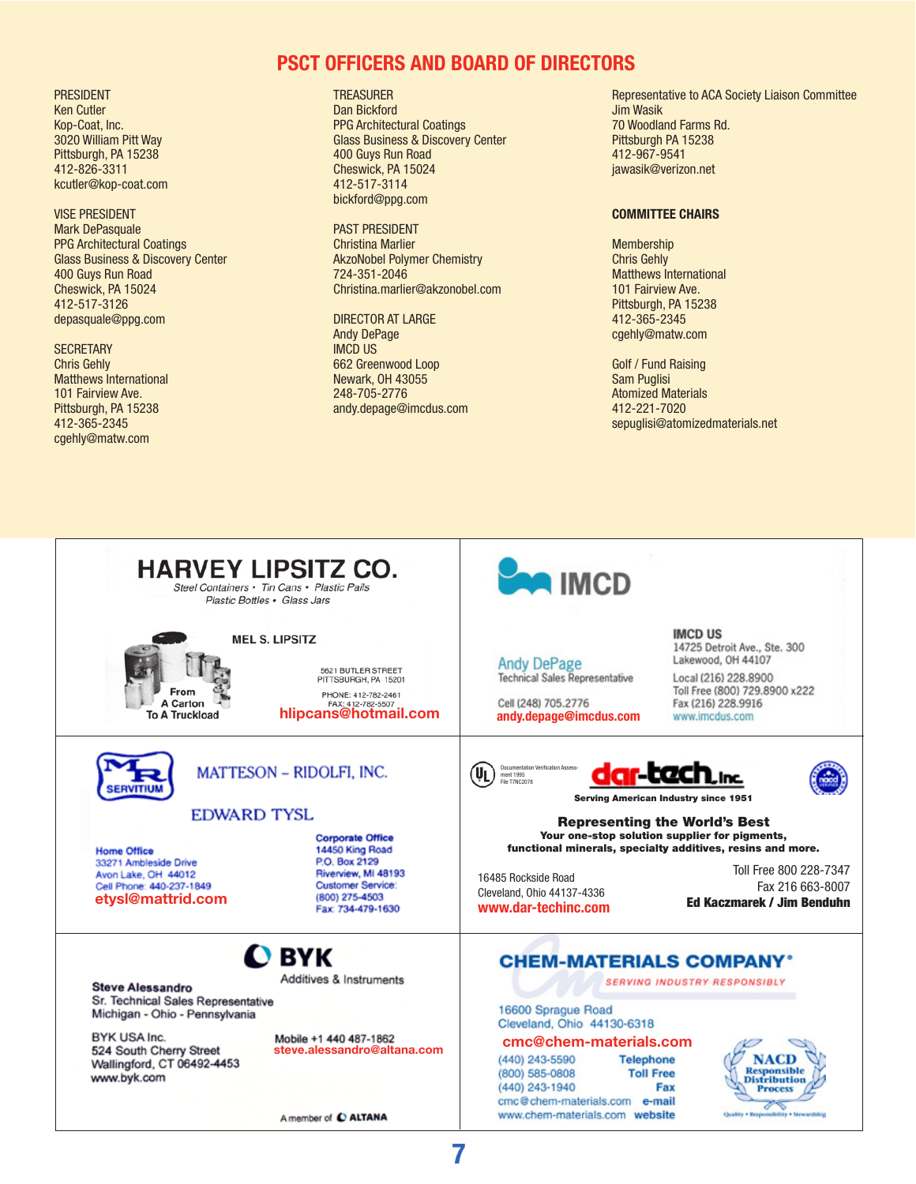# PSCT OFFICERS AND BOARD OF DIRECTORS

PRESIDENT
Ken Cutler
Kop-Coat, Inc.
3020 William Pitt Way
Pittsburgh, PA 15238
412-826-3311
kcutler@kop-coat.com

VISE PRESIDENT
Mark DePasquale
PPG Architectural Coatings
Glass Business & Discovery Center
400 Guys Run Road
Cheswick, PA 15024
412-517-3126
depasquale@ppg.com

SECRETARY
Chris Gehly
Matthews International
101 Fairview Ave.
Pittsburgh, PA 15238
412-365-2345
cgehly@matw.com

TREASURER
Dan Bickford
PPG Architectural Coatings
Glass Business & Discovery Center
400 Guys Run Road
Cheswick, PA 15024
412-517-3114
bickford@ppg.com

PAST PRESIDENT
Christina Marlier
AkzoNobel Polymer Chemistry
724-351-2046
Christina.marlier@akzonobel.com

DIRECTOR AT LARGE
Andy DePage
IMCD US
662 Greenwood Loop
Newark, OH 43055
248-705-2776
andy.depage@imcdus.com

Representative to ACA Society Liaison Committee
Jim Wasik
70 Woodland Farms Rd.
Pittsburgh PA 15238
412-967-9541
jawasik@verizon.net

**COMMITTEE CHAIRS**

Membership
Chris Gehly
Matthews International
101 Fairview Ave.
Pittsburgh, PA 15238
412-365-2345
cgehly@matw.com

Golf / Fund Raising
Sam Puglisi
Atomized Materials
412-221-7020
sepuglisi@atomizedmaterials.net

---

**HARVEY LIPSITZ CO.**
*Steel Containers • Tin Cans • Plastic Pails*
*Plastic Bottles • Glass Jars*

From A Carton To A Truckload

MEL S. LIPSITZ
5621 BUTLER STREET
PITTSBURGH, PA 15201
PHONE: 412-782-2461
FAX: 412-782-5507
hlipcans@hotmail.com

---

**IMCD**

Andy DePage
Technical Sales Representative
Cell (248) 705.2776
andy.depage@imcdus.com

IMCD US
14725 Detroit Ave., Ste. 300
Lakewood, OH 44107
Local (216) 228.8900
Toll Free (800) 729.8900 x222
Fax (216) 228.9916
www.imcdus.com

---

**MATTESON – RIDOLFI, INC.**
SERVITIUM

EDWARD TYSL

Home Office
33271 Ambleside Drive
Avon Lake, OH 44012
Cell Phone: 440-237-1849
etysl@mattrid.com

Corporate Office
14450 King Road
P.O. Box 2129
Riverview, MI 48193
Customer Service:
(800) 275-4503
Fax: 734-479-1630

---

Documentation Verification Assessment 1995
File T7NC2078

**dar-tech Inc.**
Serving American Industry since 1951

**Representing the World's Best**
**Your one-stop solution supplier for pigments, functional minerals, specialty additives, resins and more.**

16485 Rockside Road
Cleveland, Ohio 44137-4336
www.dar-techinc.com

Toll Free 800 228-7347
Fax 216 663-8007
**Ed Kaczmarek / Jim Benduhn**

---

**BYK**
Additives & Instruments

**Steve Alessandro**
Sr. Technical Sales Representative
Michigan - Ohio - Pennsylvania

BYK USA Inc.
524 South Cherry Street
Wallingford, CT 06492-4453
www.byk.com

Mobile +1 440 487-1862
steve.alessandro@altana.com

A member of ALTANA

---

**CHEM-MATERIALS COMPANY®**
SERVING INDUSTRY RESPONSIBLY

16600 Sprague Road
Cleveland, Ohio 44130-6318
cmc@chem-materials.com

(440) 243-5590 Telephone
(800) 585-0808 Toll Free
(440) 243-1940 Fax
cmc@chem-materials.com e-mail
www.chem-materials.com website

NACD Responsible Distribution Process
Quality • Responsibility • Stewardship